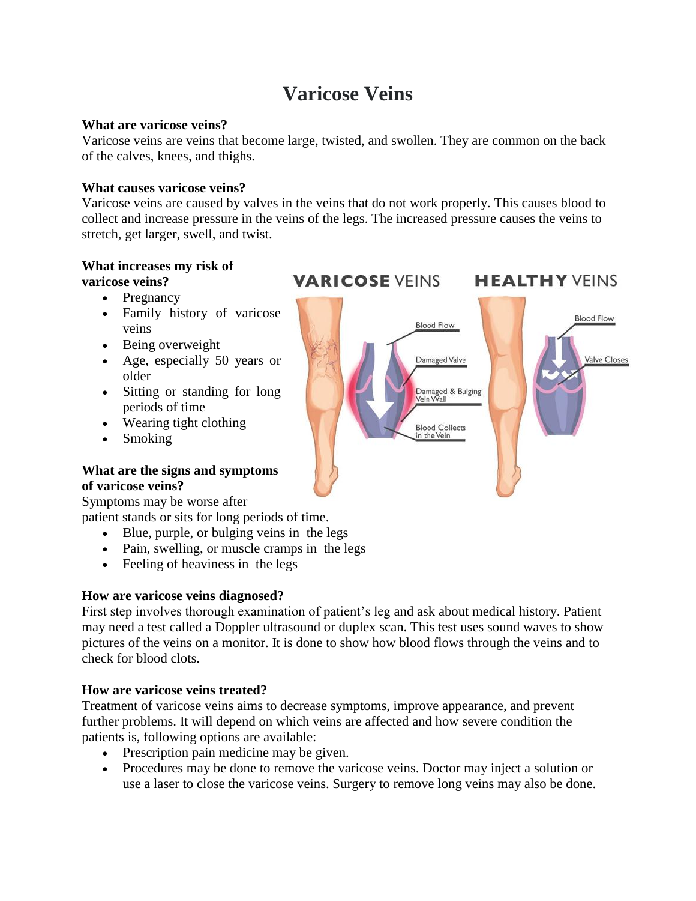# Varicose Veins

**What are varicose veins?**
Varicose veins are veins that become large, twisted, and swollen. They are common on the back of the calves, knees, and thighs.

**What causes varicose veins?**
Varicose veins are caused by valves in the veins that do not work properly. This causes blood to collect and increase pressure in the veins of the legs. The increased pressure causes the veins to stretch, get larger, swell, and twist.

**What increases my risk of varicose veins?**

- Pregnancy
- Family history of varicose veins
- Being overweight
- Age, especially 50 years or older
- Sitting or standing for long periods of time
- Wearing tight clothing
- Smoking

**What are the signs and symptoms of varicose veins?**
Symptoms may be worse after patient stands or sits for long periods of time.

- Blue, purple, or bulging veins in the legs
- Pain, swelling, or muscle cramps in the legs
- Feeling of heaviness in the legs

**How are varicose veins diagnosed?**
First step involves thorough examination of patient's leg and ask about medical history. Patient may need a test called a Doppler ultrasound or duplex scan. This test uses sound waves to show pictures of the veins on a monitor. It is done to show how blood flows through the veins and to check for blood clots.

**How are varicose veins treated?**
Treatment of varicose veins aims to decrease symptoms, improve appearance, and prevent further problems. It will depend on which veins are affected and how severe condition the patients is, following options are available:

- Prescription pain medicine may be given.
- Procedures may be done to remove the varicose veins. Doctor may inject a solution or use a laser to close the varicose veins. Surgery to remove long veins may also be done.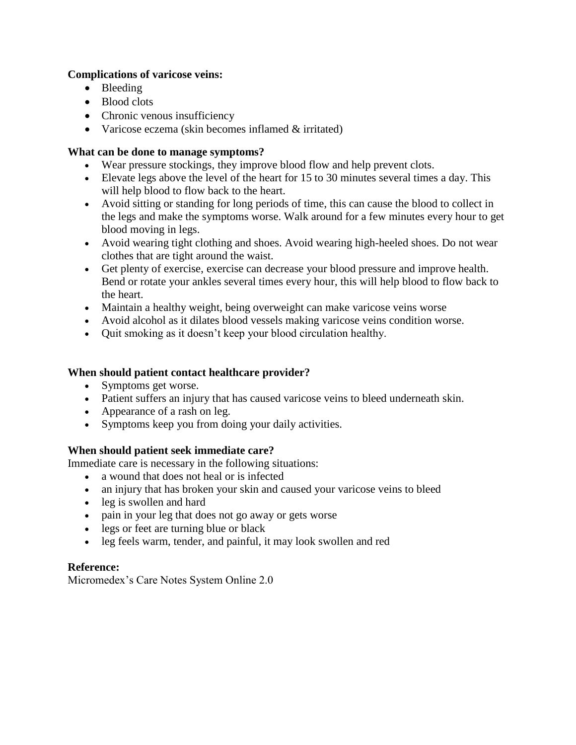**Complications of varicose veins:**

- Bleeding
- Blood clots
- Chronic venous insufficiency
- Varicose eczema (skin becomes inflamed & irritated)

**What can be done to manage symptoms?**

- Wear pressure stockings, they improve blood flow and help prevent clots.
- Elevate legs above the level of the heart for 15 to 30 minutes several times a day. This will help blood to flow back to the heart.
- Avoid sitting or standing for long periods of time, this can cause the blood to collect in the legs and make the symptoms worse. Walk around for a few minutes every hour to get blood moving in legs.
- Avoid wearing tight clothing and shoes. Avoid wearing high-heeled shoes. Do not wear clothes that are tight around the waist.
- Get plenty of exercise, exercise can decrease your blood pressure and improve health. Bend or rotate your ankles several times every hour, this will help blood to flow back to the heart.
- Maintain a healthy weight, being overweight can make varicose veins worse
- Avoid alcohol as it dilates blood vessels making varicose veins condition worse.
- Quit smoking as it doesn't keep your blood circulation healthy.

**When should patient contact healthcare provider?**

- Symptoms get worse.
- Patient suffers an injury that has caused varicose veins to bleed underneath skin.
- Appearance of a rash on leg.
- Symptoms keep you from doing your daily activities.

**When should patient seek immediate care?**

Immediate care is necessary in the following situations:

- a wound that does not heal or is infected
- an injury that has broken your skin and caused your varicose veins to bleed
- leg is swollen and hard
- pain in your leg that does not go away or gets worse
- legs or feet are turning blue or black
- leg feels warm, tender, and painful, it may look swollen and red

**Reference:**

Micromedex's Care Notes System Online 2.0